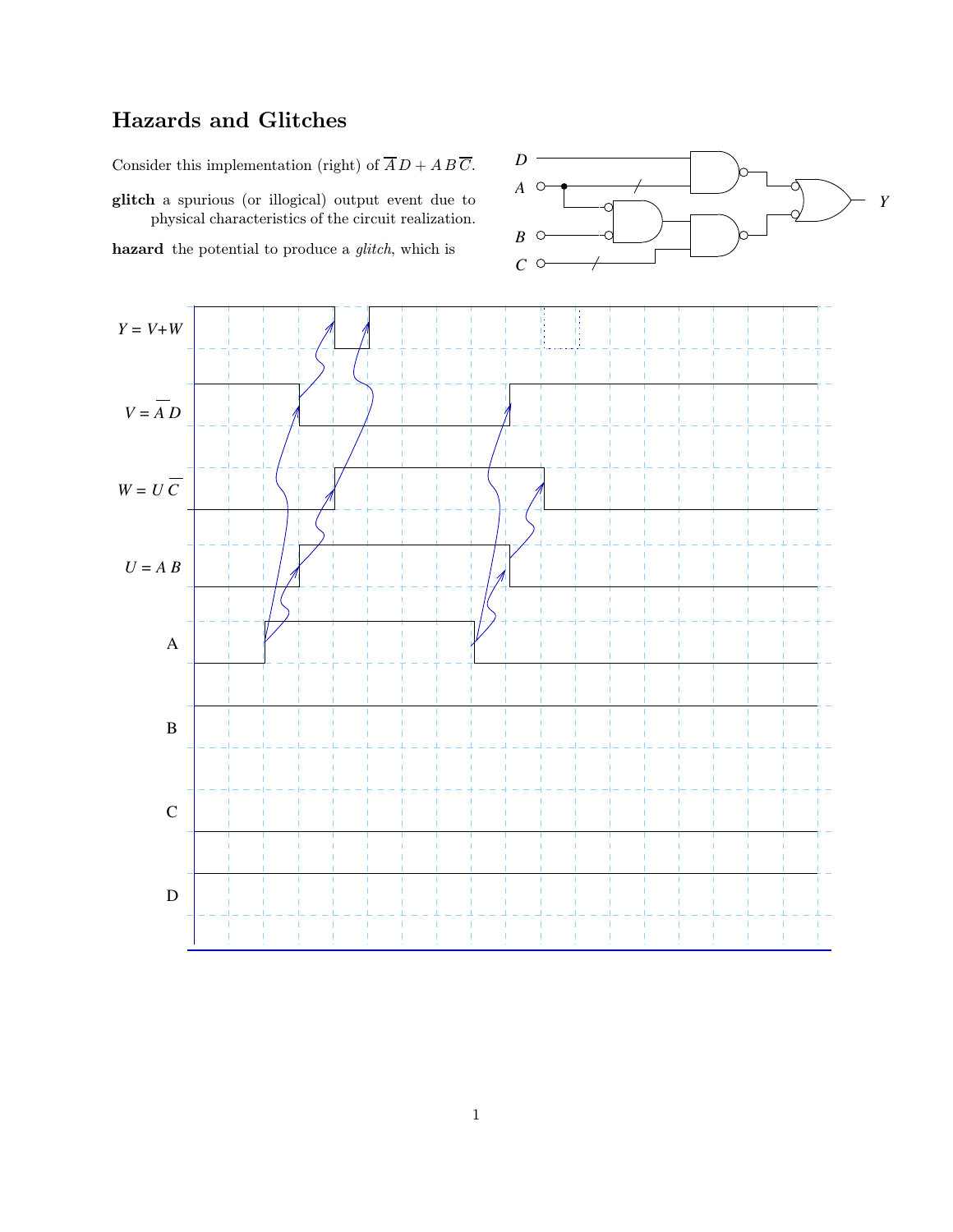## Hazards and Glitches

Consider this implementation (right) of $\overline{A}\,D + A\,B\,\overline{C}$.

**glitch** a spurious (or illogical) output event due to physical characteristics of the circuit realization.

**hazard** the potential to produce a *glitch*, which is

$Y = V{+}W$

$V = \overline{A}\;D$

$W = U\;\overline{C}$

$U = A\;B$

A

B

C

D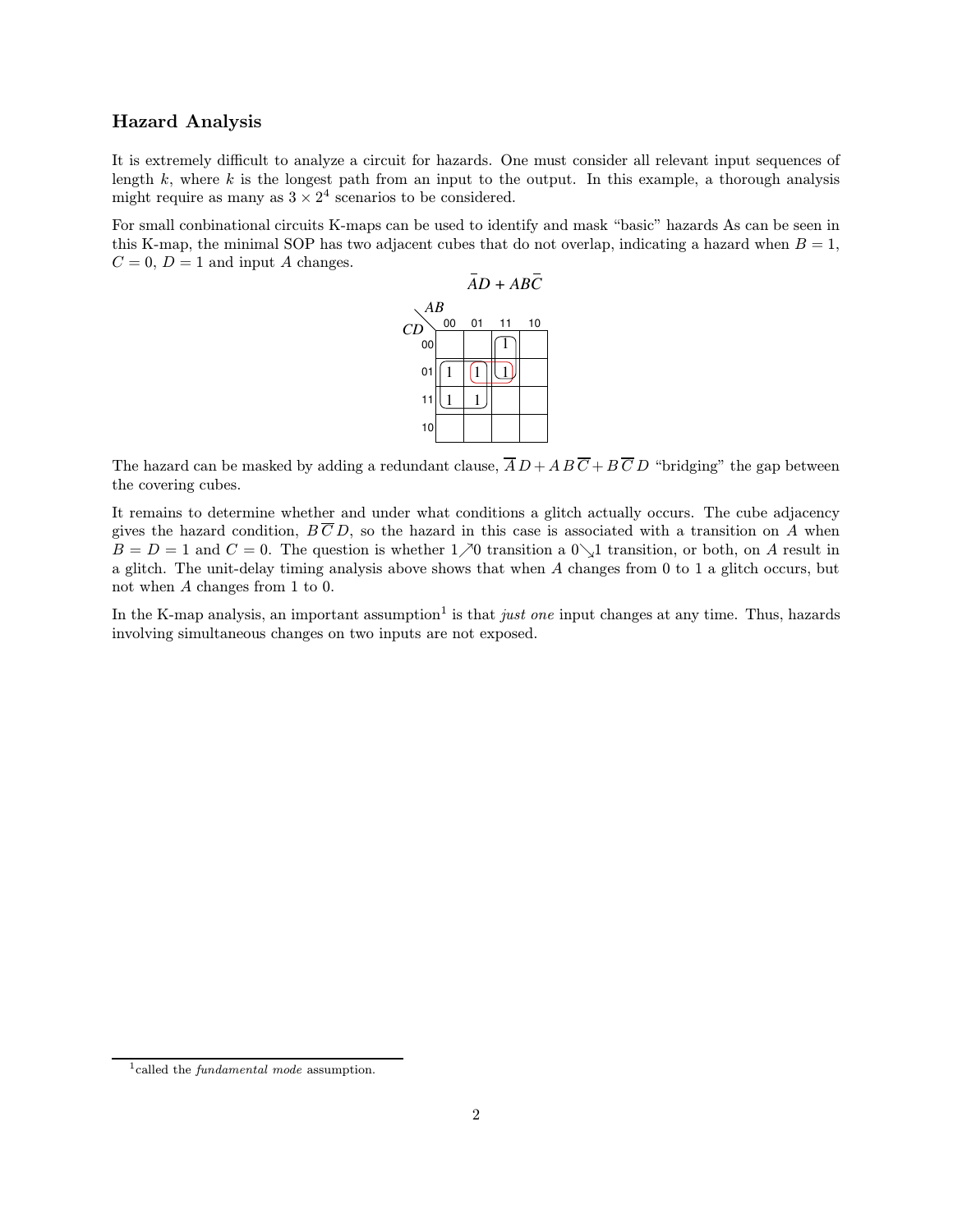## Hazard Analysis

It is extremely difficult to analyze a circuit for hazards. One must consider all relevant input sequences of length $k$, where $k$ is the longest path from an input to the output. In this example, a thorough analysis might require as many as $3 \times 2^4$ scenarios to be considered.

For small conbinational circuits K-maps can be used to identify and mask "basic" hazards As can be seen in this K-map, the minimal SOP has two adjacent cubes that do not overlap, indicating a hazard when $B = 1$, $C = 0$, $D = 1$ and input $A$ changes.

$$\overline{A}D + AB\overline{C}$$

| CD \ AB | 00 | 01 | 11 | 10 |
|---|---|---|---|---|
| 00 | | | 1 | |
| 01 | 1 | 1 | 1 | |
| 11 | 1 | 1 | | |
| 10 | | | | |

The hazard can be masked by adding a redundant clause, $\overline{A}\,D + A\,B\,\overline{C} + B\,\overline{C}\,D$ "bridging" the gap between the covering cubes.

It remains to determine whether and under what conditions a glitch actually occurs. The cube adjacency gives the hazard condition, $B\,\overline{C}\,D$, so the hazard in this case is associated with a transition on $A$ when $B = D = 1$ and $C = 0$. The question is whether $1 \nearrow 0$ transition a $0 \searrow 1$ transition, or both, on $A$ result in a glitch. The unit-delay timing analysis above shows that when $A$ changes from 0 to 1 a glitch occurs, but not when $A$ changes from 1 to 0.

In the K-map analysis, an important assumption[1] is that *just one* input changes at any time. Thus, hazards involving simultaneous changes on two inputs are not exposed.

[1] called the *fundamental mode* assumption.